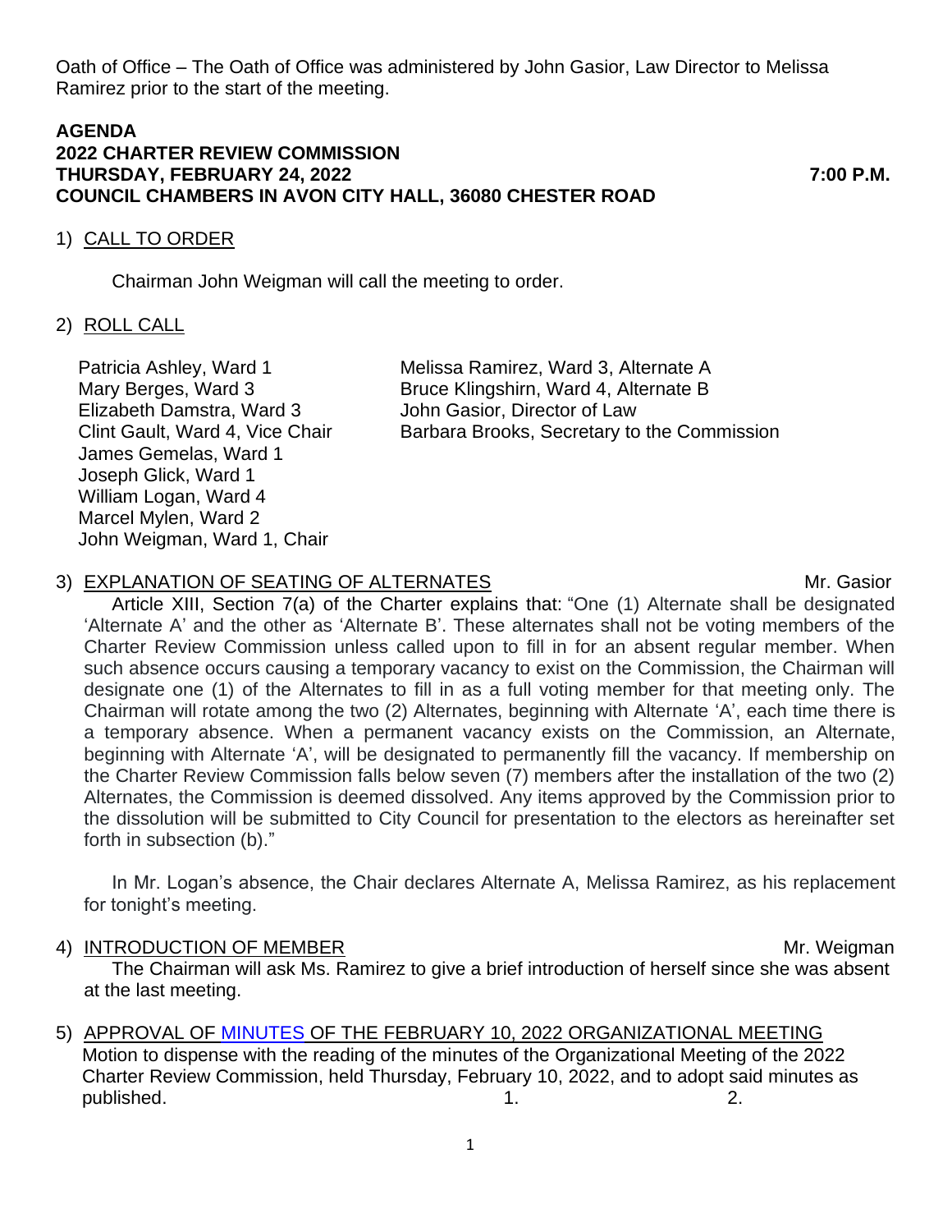Oath of Office – The Oath of Office was administered by John Gasior, Law Director to Melissa Ramirez prior to the start of the meeting.

**AGENDA**
**2022 CHARTER REVIEW COMMISSION**
**THURSDAY, FEBRUARY 24, 2022 7:00 P.M.**
**COUNCIL CHAMBERS IN AVON CITY HALL, 36080 CHESTER ROAD**

1) CALL TO ORDER

Chairman John Weigman will call the meeting to order.

2) ROLL CALL

Patricia Ashley, Ward 1
Mary Berges, Ward 3
Elizabeth Damstra, Ward 3
Clint Gault, Ward 4, Vice Chair
James Gemelas, Ward 1
Joseph Glick, Ward 1
William Logan, Ward 4
Marcel Mylen, Ward 2
John Weigman, Ward 1, Chair

Melissa Ramirez, Ward 3, Alternate A
Bruce Klingshirn, Ward 4, Alternate B
John Gasior, Director of Law
Barbara Brooks, Secretary to the Commission

3) EXPLANATION OF SEATING OF ALTERNATES Mr. Gasior

Article XIII, Section 7(a) of the Charter explains that: "One (1) Alternate shall be designated 'Alternate A' and the other as 'Alternate B'. These alternates shall not be voting members of the Charter Review Commission unless called upon to fill in for an absent regular member. When such absence occurs causing a temporary vacancy to exist on the Commission, the Chairman will designate one (1) of the Alternates to fill in as a full voting member for that meeting only. The Chairman will rotate among the two (2) Alternates, beginning with Alternate 'A', each time there is a temporary absence. When a permanent vacancy exists on the Commission, an Alternate, beginning with Alternate 'A', will be designated to permanently fill the vacancy. If membership on the Charter Review Commission falls below seven (7) members after the installation of the two (2) Alternates, the Commission is deemed dissolved. Any items approved by the Commission prior to the dissolution will be submitted to City Council for presentation to the electors as hereinafter set forth in subsection (b)."

In Mr. Logan's absence, the Chair declares Alternate A, Melissa Ramirez, as his replacement for tonight's meeting.

4) INTRODUCTION OF MEMBER Mr. Weigman

The Chairman will ask Ms. Ramirez to give a brief introduction of herself since she was absent at the last meeting.

5) APPROVAL OF MINUTES OF THE FEBRUARY 10, 2022 ORGANIZATIONAL MEETING

Motion to dispense with the reading of the minutes of the Organizational Meeting of the 2022 Charter Review Commission, held Thursday, February 10, 2022, and to adopt said minutes as published. 1. 2.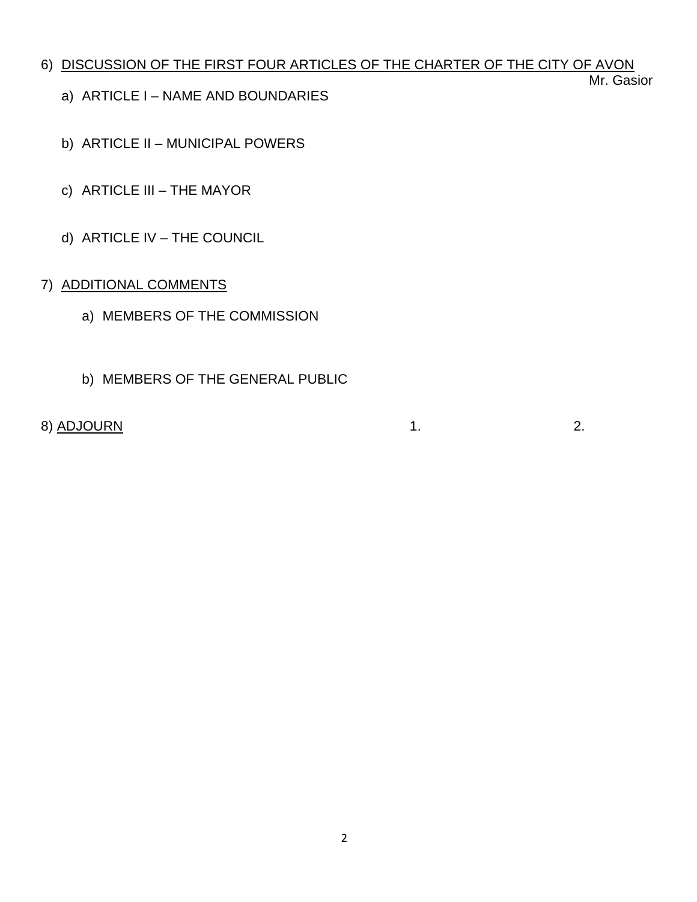6) <u>DISCUSSION OF THE FIRST FOUR ARTICLES OF THE CHARTER OF THE CITY OF AVON</u>

Mr. Gasior

   a) ARTICLE I – NAME AND BOUNDARIES

   b) ARTICLE II – MUNICIPAL POWERS

   c) ARTICLE III – THE MAYOR

   d) ARTICLE IV – THE COUNCIL

7) <u>ADDITIONAL COMMENTS</u>

   a) MEMBERS OF THE COMMISSION

   b) MEMBERS OF THE GENERAL PUBLIC

8) <u>ADJOURN</u> 1. 2.